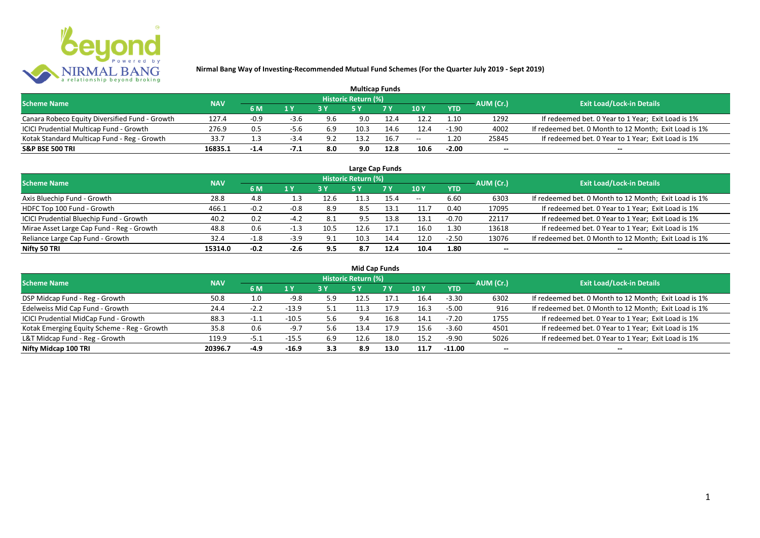# Nirmal Bang Way of Investing-Recommended Mutual Fund Schemes (For the Quarter July 2019 - Sept 2019)

## Multicap Funds

| Scheme Name | NAV | Historic Return (%) | | | | | | | AUM (Cr.) | Exit Load/Lock-in Details |
|---|---|---|---|---|---|---|---|---|---|---|
| | | 6 M | 1 Y | 3 Y | 5 Y | 7 Y | 10 Y | YTD | | |
| Canara Robeco Equity Diversified Fund - Growth | 127.4 | -0.9 | -3.6 | 9.6 | 9.0 | 12.4 | 12.2 | 1.10 | 1292 | If redeemed bet. 0 Year to 1 Year; Exit Load is 1% |
| ICICI Prudential Multicap Fund - Growth | 276.9 | 0.5 | -5.6 | 6.9 | 10.3 | 14.6 | 12.4 | -1.90 | 4002 | If redeemed bet. 0 Month to 12 Month; Exit Load is 1% |
| Kotak Standard Multicap Fund - Reg - Growth | 33.7 | 1.3 | -3.4 | 9.2 | 13.2 | 16.7 | -- | 1.20 | 25845 | If redeemed bet. 0 Year to 1 Year; Exit Load is 1% |
| **S&P BSE 500 TRI** | **16835.1** | **-1.4** | **-7.1** | **8.0** | **9.0** | **12.8** | **10.6** | **-2.00** | -- | -- |

## Large Cap Funds

| Scheme Name | NAV | Historic Return (%) | | | | | | | AUM (Cr.) | Exit Load/Lock-in Details |
|---|---|---|---|---|---|---|---|---|---|---|
| | | 6 M | 1 Y | 3 Y | 5 Y | 7 Y | 10 Y | YTD | | |
| Axis Bluechip Fund - Growth | 28.8 | 4.8 | 1.3 | 12.6 | 11.3 | 15.4 | -- | 6.60 | 6303 | If redeemed bet. 0 Month to 12 Month; Exit Load is 1% |
| HDFC Top 100 Fund - Growth | 466.1 | -0.2 | -0.8 | 8.9 | 8.5 | 13.1 | 11.7 | 0.40 | 17095 | If redeemed bet. 0 Year to 1 Year; Exit Load is 1% |
| ICICI Prudential Bluechip Fund - Growth | 40.2 | 0.2 | -4.2 | 8.1 | 9.5 | 13.8 | 13.1 | -0.70 | 22117 | If redeemed bet. 0 Year to 1 Year; Exit Load is 1% |
| Mirae Asset Large Cap Fund - Reg - Growth | 48.8 | 0.6 | -1.3 | 10.5 | 12.6 | 17.1 | 16.0 | 1.30 | 13618 | If redeemed bet. 0 Year to 1 Year; Exit Load is 1% |
| Reliance Large Cap Fund - Growth | 32.4 | -1.8 | -3.9 | 9.1 | 10.3 | 14.4 | 12.0 | -2.50 | 13076 | If redeemed bet. 0 Month to 12 Month; Exit Load is 1% |
| **Nifty 50 TRI** | **15314.0** | **-0.2** | **-2.6** | **9.5** | **8.7** | **12.4** | **10.4** | **1.80** | -- | -- |

## Mid Cap Funds

| Scheme Name | NAV | Historic Return (%) | | | | | | | AUM (Cr.) | Exit Load/Lock-in Details |
|---|---|---|---|---|---|---|---|---|---|---|
| | | 6 M | 1 Y | 3 Y | 5 Y | 7 Y | 10 Y | YTD | | |
| DSP Midcap Fund - Reg - Growth | 50.8 | 1.0 | -9.8 | 5.9 | 12.5 | 17.1 | 16.4 | -3.30 | 6302 | If redeemed bet. 0 Month to 12 Month; Exit Load is 1% |
| Edelweiss Mid Cap Fund - Growth | 24.4 | -2.2 | -13.9 | 5.1 | 11.3 | 17.9 | 16.3 | -5.00 | 916 | If redeemed bet. 0 Month to 12 Month; Exit Load is 1% |
| ICICI Prudential MidCap Fund - Growth | 88.3 | -1.1 | -10.5 | 5.6 | 9.4 | 16.8 | 14.1 | -7.20 | 1755 | If redeemed bet. 0 Year to 1 Year; Exit Load is 1% |
| Kotak Emerging Equity Scheme - Reg - Growth | 35.8 | 0.6 | -9.7 | 5.6 | 13.4 | 17.9 | 15.6 | -3.60 | 4501 | If redeemed bet. 0 Year to 1 Year; Exit Load is 1% |
| L&T Midcap Fund - Reg - Growth | 119.9 | -5.1 | -15.5 | 6.9 | 12.6 | 18.0 | 15.2 | -9.90 | 5026 | If redeemed bet. 0 Year to 1 Year; Exit Load is 1% |
| **Nifty Midcap 100 TRI** | **20396.7** | **-4.9** | **-16.9** | **3.3** | **8.9** | **13.0** | **11.7** | **-11.00** | -- | -- |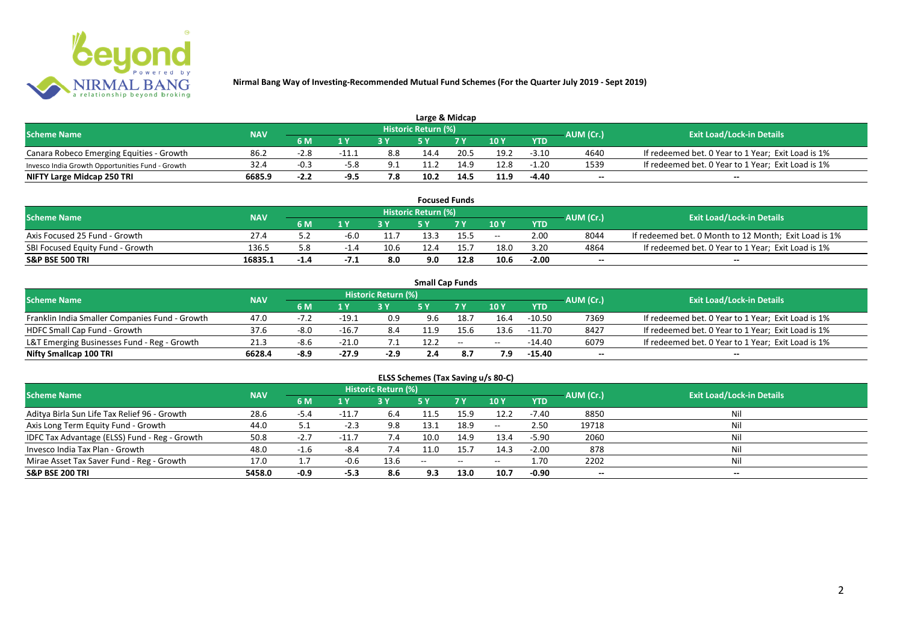**Nirmal Bang Way of Investing-Recommended Mutual Fund Schemes (For the Quarter July 2019 - Sept 2019)**

## Large & Midcap

| Scheme Name | NAV | Historic Return (%) | | | | | | | AUM (Cr.) | Exit Load/Lock-in Details |
|---|---|---|---|---|---|---|---|---|---|---|
| | | 6 M | 1 Y | 3 Y | 5 Y | 7 Y | 10 Y | YTD | | |
| Canara Robeco Emerging Equities - Growth | 86.2 | -2.8 | -11.1 | 8.8 | 14.4 | 20.5 | 19.2 | -3.10 | 4640 | If redeemed bet. 0 Year to 1 Year; Exit Load is 1% |
| Invesco India Growth Opportunities Fund - Growth | 32.4 | -0.3 | -5.8 | 9.1 | 11.2 | 14.9 | 12.8 | -1.20 | 1539 | If redeemed bet. 0 Year to 1 Year; Exit Load is 1% |
| **NIFTY Large Midcap 250 TRI** | **6685.9** | **-2.2** | **-9.5** | **7.8** | **10.2** | **14.5** | **11.9** | **-4.40** | **--** | **--** |

## Focused Funds

| Scheme Name | NAV | Historic Return (%) | | | | | | | AUM (Cr.) | Exit Load/Lock-in Details |
|---|---|---|---|---|---|---|---|---|---|---|
| | | 6 M | 1 Y | 3 Y | 5 Y | 7 Y | 10 Y | YTD | | |
| Axis Focused 25 Fund - Growth | 27.4 | 5.2 | -6.0 | 11.7 | 13.3 | 15.5 | -- | 2.00 | 8044 | If redeemed bet. 0 Month to 12 Month; Exit Load is 1% |
| SBI Focused Equity Fund - Growth | 136.5 | 5.8 | -1.4 | 10.6 | 12.4 | 15.7 | 18.0 | 3.20 | 4864 | If redeemed bet. 0 Year to 1 Year; Exit Load is 1% |
| **S&P BSE 500 TRI** | **16835.1** | **-1.4** | **-7.1** | **8.0** | **9.0** | **12.8** | **10.6** | **-2.00** | **--** | **--** |

## Small Cap Funds

| Scheme Name | NAV | Historic Return (%) | | | | | | | AUM (Cr.) | Exit Load/Lock-in Details |
|---|---|---|---|---|---|---|---|---|---|---|
| | | 6 M | 1 Y | 3 Y | 5 Y | 7 Y | 10 Y | YTD | | |
| Franklin India Smaller Companies Fund - Growth | 47.0 | -7.2 | -19.1 | 0.9 | 9.6 | 18.7 | 16.4 | -10.50 | 7369 | If redeemed bet. 0 Year to 1 Year; Exit Load is 1% |
| HDFC Small Cap Fund - Growth | 37.6 | -8.0 | -16.7 | 8.4 | 11.9 | 15.6 | 13.6 | -11.70 | 8427 | If redeemed bet. 0 Year to 1 Year; Exit Load is 1% |
| L&T Emerging Businesses Fund - Reg - Growth | 21.3 | -8.6 | -21.0 | 7.1 | 12.2 | -- | -- | -14.40 | 6079 | If redeemed bet. 0 Year to 1 Year; Exit Load is 1% |
| **Nifty Smallcap 100 TRI** | **6628.4** | **-8.9** | **-27.9** | **-2.9** | **2.4** | **8.7** | **7.9** | **-15.40** | **--** | **--** |

## ELSS Schemes (Tax Saving u/s 80-C)

| Scheme Name | NAV | Historic Return (%) | | | | | | | AUM (Cr.) | Exit Load/Lock-in Details |
|---|---|---|---|---|---|---|---|---|---|---|
| | | 6 M | 1 Y | 3 Y | 5 Y | 7 Y | 10 Y | YTD | | |
| Aditya Birla Sun Life Tax Relief 96 - Growth | 28.6 | -5.4 | -11.7 | 6.4 | 11.5 | 15.9 | 12.2 | -7.40 | 8850 | Nil |
| Axis Long Term Equity Fund - Growth | 44.0 | 5.1 | -2.3 | 9.8 | 13.1 | 18.9 | -- | 2.50 | 19718 | Nil |
| IDFC Tax Advantage (ELSS) Fund - Reg - Growth | 50.8 | -2.7 | -11.7 | 7.4 | 10.0 | 14.9 | 13.4 | -5.90 | 2060 | Nil |
| Invesco India Tax Plan - Growth | 48.0 | -1.6 | -8.4 | 7.4 | 11.0 | 15.7 | 14.3 | -2.00 | 878 | Nil |
| Mirae Asset Tax Saver Fund - Reg - Growth | 17.0 | 1.7 | -0.6 | 13.6 | -- | -- | -- | 1.70 | 2202 | Nil |
| **S&P BSE 200 TRI** | **5458.0** | **-0.9** | **-5.3** | **8.6** | **9.3** | **13.0** | **10.7** | **-0.90** | **--** | **--** |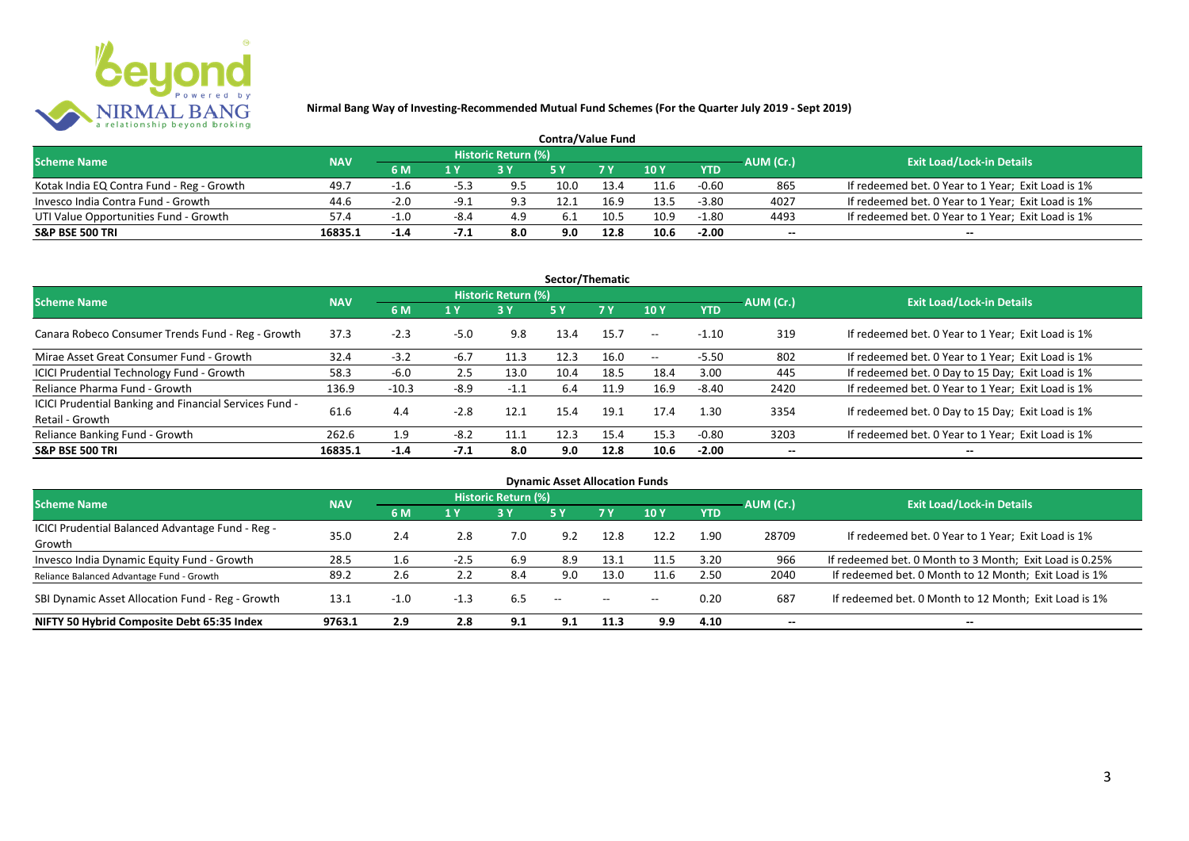**Nirmal Bang Way of Investing-Recommended Mutual Fund Schemes (For the Quarter July 2019 - Sept 2019)**

## Contra/Value Fund

| Scheme Name | NAV | Historic Return (%) | | | | | | | AUM (Cr.) | Exit Load/Lock-in Details |
|---|---|---|---|---|---|---|---|---|---|---|
| | | 6 M | 1 Y | 3 Y | 5 Y | 7 Y | 10 Y | YTD | | |
| Kotak India EQ Contra Fund - Reg - Growth | 49.7 | -1.6 | -5.3 | 9.5 | 10.0 | 13.4 | 11.6 | -0.60 | 865 | If redeemed bet. 0 Year to 1 Year; Exit Load is 1% |
| Invesco India Contra Fund - Growth | 44.6 | -2.0 | -9.1 | 9.3 | 12.1 | 16.9 | 13.5 | -3.80 | 4027 | If redeemed bet. 0 Year to 1 Year; Exit Load is 1% |
| UTI Value Opportunities Fund - Growth | 57.4 | -1.0 | -8.4 | 4.9 | 6.1 | 10.5 | 10.9 | -1.80 | 4493 | If redeemed bet. 0 Year to 1 Year; Exit Load is 1% |
| **S&P BSE 500 TRI** | **16835.1** | **-1.4** | **-7.1** | **8.0** | **9.0** | **12.8** | **10.6** | **-2.00** | **--** | **--** |

## Sector/Thematic

| Scheme Name | NAV | Historic Return (%) | | | | | | | AUM (Cr.) | Exit Load/Lock-in Details |
|---|---|---|---|---|---|---|---|---|---|---|
| | | 6 M | 1 Y | 3 Y | 5 Y | 7 Y | 10 Y | YTD | | |
| Canara Robeco Consumer Trends Fund - Reg - Growth | 37.3 | -2.3 | -5.0 | 9.8 | 13.4 | 15.7 | -- | -1.10 | 319 | If redeemed bet. 0 Year to 1 Year; Exit Load is 1% |
| Mirae Asset Great Consumer Fund - Growth | 32.4 | -3.2 | -6.7 | 11.3 | 12.3 | 16.0 | -- | -5.50 | 802 | If redeemed bet. 0 Year to 1 Year; Exit Load is 1% |
| ICICI Prudential Technology Fund - Growth | 58.3 | -6.0 | 2.5 | 13.0 | 10.4 | 18.5 | 18.4 | 3.00 | 445 | If redeemed bet. 0 Day to 15 Day; Exit Load is 1% |
| Reliance Pharma Fund - Growth | 136.9 | -10.3 | -8.9 | -1.1 | 6.4 | 11.9 | 16.9 | -8.40 | 2420 | If redeemed bet. 0 Year to 1 Year; Exit Load is 1% |
| ICICI Prudential Banking and Financial Services Fund - Retail - Growth | 61.6 | 4.4 | -2.8 | 12.1 | 15.4 | 19.1 | 17.4 | 1.30 | 3354 | If redeemed bet. 0 Day to 15 Day; Exit Load is 1% |
| Reliance Banking Fund - Growth | 262.6 | 1.9 | -8.2 | 11.1 | 12.3 | 15.4 | 15.3 | -0.80 | 3203 | If redeemed bet. 0 Year to 1 Year; Exit Load is 1% |
| **S&P BSE 500 TRI** | **16835.1** | **-1.4** | **-7.1** | **8.0** | **9.0** | **12.8** | **10.6** | **-2.00** | **--** | **--** |

## Dynamic Asset Allocation Funds

| Scheme Name | NAV | Historic Return (%) | | | | | | | AUM (Cr.) | Exit Load/Lock-in Details |
|---|---|---|---|---|---|---|---|---|---|---|
| | | 6 M | 1 Y | 3 Y | 5 Y | 7 Y | 10 Y | YTD | | |
| ICICI Prudential Balanced Advantage Fund - Reg - Growth | 35.0 | 2.4 | 2.8 | 7.0 | 9.2 | 12.8 | 12.2 | 1.90 | 28709 | If redeemed bet. 0 Year to 1 Year; Exit Load is 1% |
| Invesco India Dynamic Equity Fund - Growth | 28.5 | 1.6 | -2.5 | 6.9 | 8.9 | 13.1 | 11.5 | 3.20 | 966 | If redeemed bet. 0 Month to 3 Month; Exit Load is 0.25% |
| Reliance Balanced Advantage Fund - Growth | 89.2 | 2.6 | 2.2 | 8.4 | 9.0 | 13.0 | 11.6 | 2.50 | 2040 | If redeemed bet. 0 Month to 12 Month; Exit Load is 1% |
| SBI Dynamic Asset Allocation Fund - Reg - Growth | 13.1 | -1.0 | -1.3 | 6.5 | -- | -- | -- | 0.20 | 687 | If redeemed bet. 0 Month to 12 Month; Exit Load is 1% |
| **NIFTY 50 Hybrid Composite Debt 65:35 Index** | **9763.1** | **2.9** | **2.8** | **9.1** | **9.1** | **11.3** | **9.9** | **4.10** | **--** | **--** |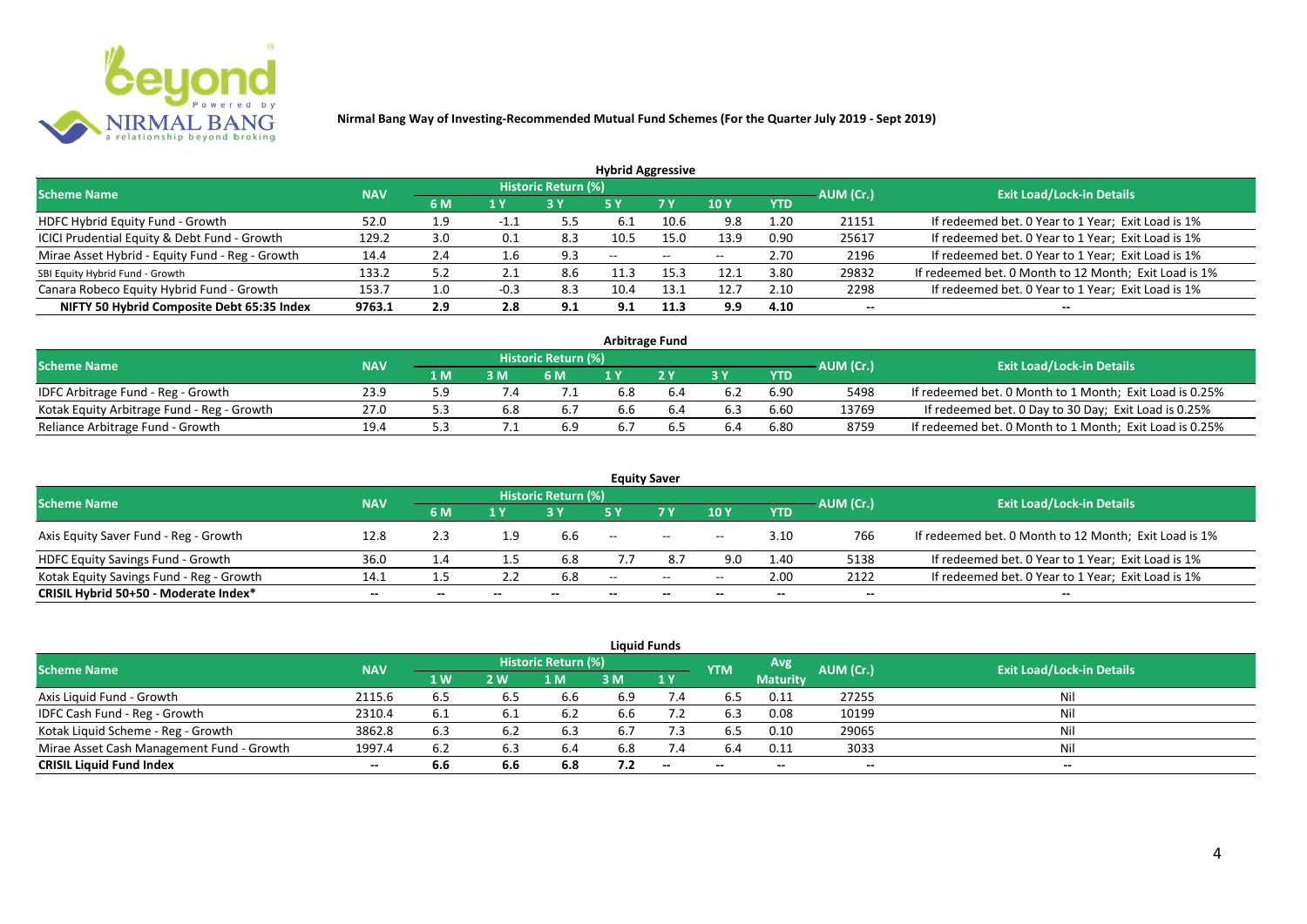**Nirmal Bang Way of Investing-Recommended Mutual Fund Schemes (For the Quarter July 2019 - Sept 2019)**

## Hybrid Aggressive

| Scheme Name | NAV | Historic Return (%) | | | | | | | AUM (Cr.) | Exit Load/Lock-in Details |
|---|---|---|---|---|---|---|---|---|---|---|
| | | 6 M | 1 Y | 3 Y | 5 Y | 7 Y | 10 Y | YTD | | |
| HDFC Hybrid Equity Fund - Growth | 52.0 | 1.9 | -1.1 | 5.5 | 6.1 | 10.6 | 9.8 | 1.20 | 21151 | If redeemed bet. 0 Year to 1 Year; Exit Load is 1% |
| ICICI Prudential Equity & Debt Fund - Growth | 129.2 | 3.0 | 0.1 | 8.3 | 10.5 | 15.0 | 13.9 | 0.90 | 25617 | If redeemed bet. 0 Year to 1 Year; Exit Load is 1% |
| Mirae Asset Hybrid - Equity Fund - Reg - Growth | 14.4 | 2.4 | 1.6 | 9.3 | -- | -- | -- | 2.70 | 2196 | If redeemed bet. 0 Year to 1 Year; Exit Load is 1% |
| SBI Equity Hybrid Fund - Growth | 133.2 | 5.2 | 2.1 | 8.6 | 11.3 | 15.3 | 12.1 | 3.80 | 29832 | If redeemed bet. 0 Month to 12 Month; Exit Load is 1% |
| Canara Robeco Equity Hybrid Fund - Growth | 153.7 | 1.0 | -0.3 | 8.3 | 10.4 | 13.1 | 12.7 | 2.10 | 2298 | If redeemed bet. 0 Year to 1 Year; Exit Load is 1% |
| **NIFTY 50 Hybrid Composite Debt 65:35 Index** | **9763.1** | **2.9** | **2.8** | **9.1** | **9.1** | **11.3** | **9.9** | **4.10** | **--** | **--** |

## Arbitrage Fund

| Scheme Name | NAV | Historic Return (%) | | | | | | | AUM (Cr.) | Exit Load/Lock-in Details |
|---|---|---|---|---|---|---|---|---|---|---|
| | | 1 M | 3 M | 6 M | 1 Y | 2 Y | 3 Y | YTD | | |
| IDFC Arbitrage Fund - Reg - Growth | 23.9 | 5.9 | 7.4 | 7.1 | 6.8 | 6.4 | 6.2 | 6.90 | 5498 | If redeemed bet. 0 Month to 1 Month; Exit Load is 0.25% |
| Kotak Equity Arbitrage Fund - Reg - Growth | 27.0 | 5.3 | 6.8 | 6.7 | 6.6 | 6.4 | 6.3 | 6.60 | 13769 | If redeemed bet. 0 Day to 30 Day; Exit Load is 0.25% |
| Reliance Arbitrage Fund - Growth | 19.4 | 5.3 | 7.1 | 6.9 | 6.7 | 6.5 | 6.4 | 6.80 | 8759 | If redeemed bet. 0 Month to 1 Month; Exit Load is 0.25% |

## Equity Saver

| Scheme Name | NAV | Historic Return (%) | | | | | | | AUM (Cr.) | Exit Load/Lock-in Details |
|---|---|---|---|---|---|---|---|---|---|---|
| | | 6 M | 1 Y | 3 Y | 5 Y | 7 Y | 10 Y | YTD | | |
| Axis Equity Saver Fund - Reg - Growth | 12.8 | 2.3 | 1.9 | 6.6 | -- | -- | -- | 3.10 | 766 | If redeemed bet. 0 Month to 12 Month; Exit Load is 1% |
| HDFC Equity Savings Fund - Growth | 36.0 | 1.4 | 1.5 | 6.8 | 7.7 | 8.7 | 9.0 | 1.40 | 5138 | If redeemed bet. 0 Year to 1 Year; Exit Load is 1% |
| Kotak Equity Savings Fund - Reg - Growth | 14.1 | 1.5 | 2.2 | 6.8 | -- | -- | -- | 2.00 | 2122 | If redeemed bet. 0 Year to 1 Year; Exit Load is 1% |
| **CRISIL Hybrid 50+50 - Moderate Index*** | **--** | **--** | **--** | **--** | **--** | **--** | **--** | **--** | **--** | **--** |

## Liquid Funds

| Scheme Name | NAV | Historic Return (%) | | | | | YTM | Avg Maturity | AUM (Cr.) | Exit Load/Lock-in Details |
|---|---|---|---|---|---|---|---|---|---|---|
| | | 1 W | 2 W | 1 M | 3 M | 1 Y | | | | |
| Axis Liquid Fund - Growth | 2115.6 | 6.5 | 6.5 | 6.6 | 6.9 | 7.4 | 6.5 | 0.11 | 27255 | Nil |
| IDFC Cash Fund - Reg - Growth | 2310.4 | 6.1 | 6.1 | 6.2 | 6.6 | 7.2 | 6.3 | 0.08 | 10199 | Nil |
| Kotak Liquid Scheme - Reg - Growth | 3862.8 | 6.3 | 6.2 | 6.3 | 6.7 | 7.3 | 6.5 | 0.10 | 29065 | Nil |
| Mirae Asset Cash Management Fund - Growth | 1997.4 | 6.2 | 6.3 | 6.4 | 6.8 | 7.4 | 6.4 | 0.11 | 3033 | Nil |
| **CRISIL Liquid Fund Index** | **--** | **6.6** | **6.6** | **6.8** | **7.2** | **--** | **--** | **--** | **--** | **--** |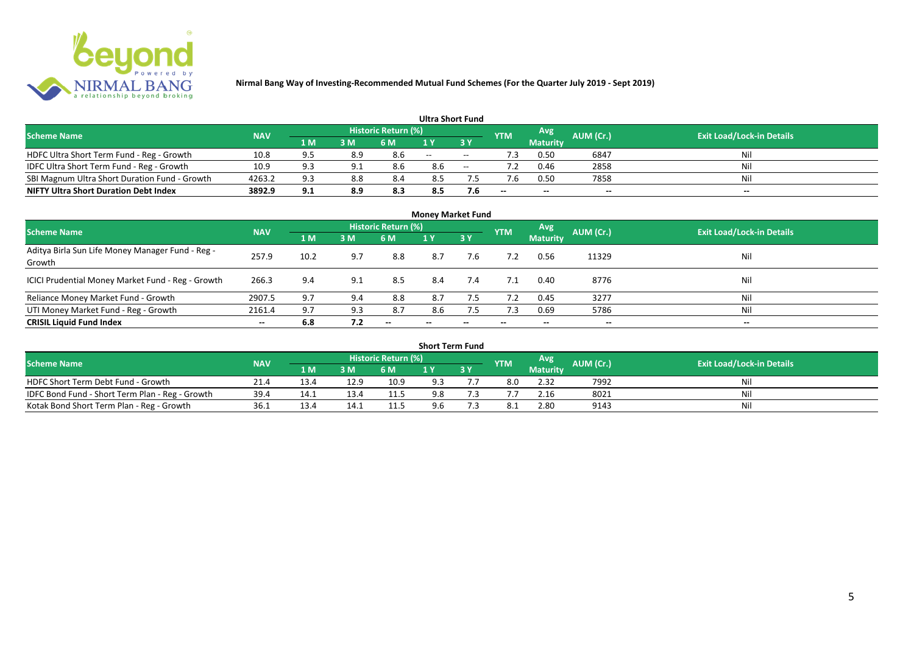**Nirmal Bang Way of Investing-Recommended Mutual Fund Schemes (For the Quarter July 2019 - Sept 2019)**

### Ultra Short Fund

| Scheme Name | NAV | Historic Return (%) | | | | | YTM | Avg Maturity | AUM (Cr.) | Exit Load/Lock-in Details |
|---|---|---|---|---|---|---|---|---|---|---|
| | | 1 M | 3 M | 6 M | 1 Y | 3 Y | | | | |
| HDFC Ultra Short Term Fund - Reg - Growth | 10.8 | 9.5 | 8.9 | 8.6 | -- | -- | 7.3 | 0.50 | 6847 | Nil |
| IDFC Ultra Short Term Fund - Reg - Growth | 10.9 | 9.3 | 9.1 | 8.6 | 8.6 | -- | 7.2 | 0.46 | 2858 | Nil |
| SBI Magnum Ultra Short Duration Fund - Growth | 4263.2 | 9.3 | 8.8 | 8.4 | 8.5 | 7.5 | 7.6 | 0.50 | 7858 | Nil |
| **NIFTY Ultra Short Duration Debt Index** | **3892.9** | **9.1** | **8.9** | **8.3** | **8.5** | **7.6** | -- | -- | -- | -- |

### Money Market Fund

| Scheme Name | NAV | Historic Return (%) | | | | | YTM | Avg Maturity | AUM (Cr.) | Exit Load/Lock-in Details |
|---|---|---|---|---|---|---|---|---|---|---|
| | | 1 M | 3 M | 6 M | 1 Y | 3 Y | | | | |
| Aditya Birla Sun Life Money Manager Fund - Reg - Growth | 257.9 | 10.2 | 9.7 | 8.8 | 8.7 | 7.6 | 7.2 | 0.56 | 11329 | Nil |
| ICICI Prudential Money Market Fund - Reg - Growth | 266.3 | 9.4 | 9.1 | 8.5 | 8.4 | 7.4 | 7.1 | 0.40 | 8776 | Nil |
| Reliance Money Market Fund - Growth | 2907.5 | 9.7 | 9.4 | 8.8 | 8.7 | 7.5 | 7.2 | 0.45 | 3277 | Nil |
| UTI Money Market Fund - Reg - Growth | 2161.4 | 9.7 | 9.3 | 8.7 | 8.6 | 7.5 | 7.3 | 0.69 | 5786 | Nil |
| **CRISIL Liquid Fund Index** | -- | **6.8** | **7.2** | -- | -- | -- | -- | -- | -- | -- |

### Short Term Fund

| Scheme Name | NAV | Historic Return (%) | | | | | YTM | Avg Maturity | AUM (Cr.) | Exit Load/Lock-in Details |
|---|---|---|---|---|---|---|---|---|---|---|
| | | 1 M | 3 M | 6 M | 1 Y | 3 Y | | | | |
| HDFC Short Term Debt Fund - Growth | 21.4 | 13.4 | 12.9 | 10.9 | 9.3 | 7.7 | 8.0 | 2.32 | 7992 | Nil |
| IDFC Bond Fund - Short Term Plan - Reg - Growth | 39.4 | 14.1 | 13.4 | 11.5 | 9.8 | 7.3 | 7.7 | 2.16 | 8021 | Nil |
| Kotak Bond Short Term Plan - Reg - Growth | 36.1 | 13.4 | 14.1 | 11.5 | 9.6 | 7.3 | 8.1 | 2.80 | 9143 | Nil |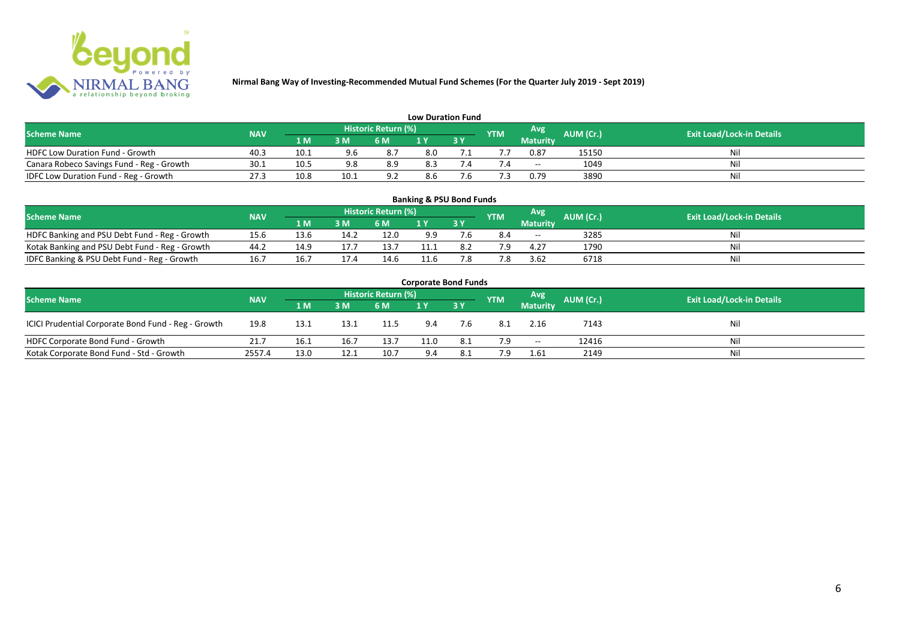**Nirmal Bang Way of Investing-Recommended Mutual Fund Schemes (For the Quarter July 2019 - Sept 2019)**

## Low Duration Fund

| Scheme Name | NAV | Historic Return (%) | | | | | YTM | Avg Maturity | AUM (Cr.) | Exit Load/Lock-in Details |
|---|---|---|---|---|---|---|---|---|---|---|
| | | 1 M | 3 M | 6 M | 1 Y | 3 Y | | | | |
| HDFC Low Duration Fund - Growth | 40.3 | 10.1 | 9.6 | 8.7 | 8.0 | 7.1 | 7.7 | 0.87 | 15150 | Nil |
| Canara Robeco Savings Fund - Reg - Growth | 30.1 | 10.5 | 9.8 | 8.9 | 8.3 | 7.4 | 7.4 | -- | 1049 | Nil |
| IDFC Low Duration Fund - Reg - Growth | 27.3 | 10.8 | 10.1 | 9.2 | 8.6 | 7.6 | 7.3 | 0.79 | 3890 | Nil |

## Banking & PSU Bond Funds

| Scheme Name | NAV | Historic Return (%) | | | | | YTM | Avg Maturity | AUM (Cr.) | Exit Load/Lock-in Details |
|---|---|---|---|---|---|---|---|---|---|---|
| | | 1 M | 3 M | 6 M | 1 Y | 3 Y | | | | |
| HDFC Banking and PSU Debt Fund - Reg - Growth | 15.6 | 13.6 | 14.2 | 12.0 | 9.9 | 7.6 | 8.4 | -- | 3285 | Nil |
| Kotak Banking and PSU Debt Fund - Reg - Growth | 44.2 | 14.9 | 17.7 | 13.7 | 11.1 | 8.2 | 7.9 | 4.27 | 1790 | Nil |
| IDFC Banking & PSU Debt Fund - Reg - Growth | 16.7 | 16.7 | 17.4 | 14.6 | 11.6 | 7.8 | 7.8 | 3.62 | 6718 | Nil |

## Corporate Bond Funds

| Scheme Name | NAV | Historic Return (%) | | | | | YTM | Avg Maturity | AUM (Cr.) | Exit Load/Lock-in Details |
|---|---|---|---|---|---|---|---|---|---|---|
| | | 1 M | 3 M | 6 M | 1 Y | 3 Y | | | | |
| ICICI Prudential Corporate Bond Fund - Reg - Growth | 19.8 | 13.1 | 13.1 | 11.5 | 9.4 | 7.6 | 8.1 | 2.16 | 7143 | Nil |
| HDFC Corporate Bond Fund - Growth | 21.7 | 16.1 | 16.7 | 13.7 | 11.0 | 8.1 | 7.9 | -- | 12416 | Nil |
| Kotak Corporate Bond Fund - Std - Growth | 2557.4 | 13.0 | 12.1 | 10.7 | 9.4 | 8.1 | 7.9 | 1.61 | 2149 | Nil |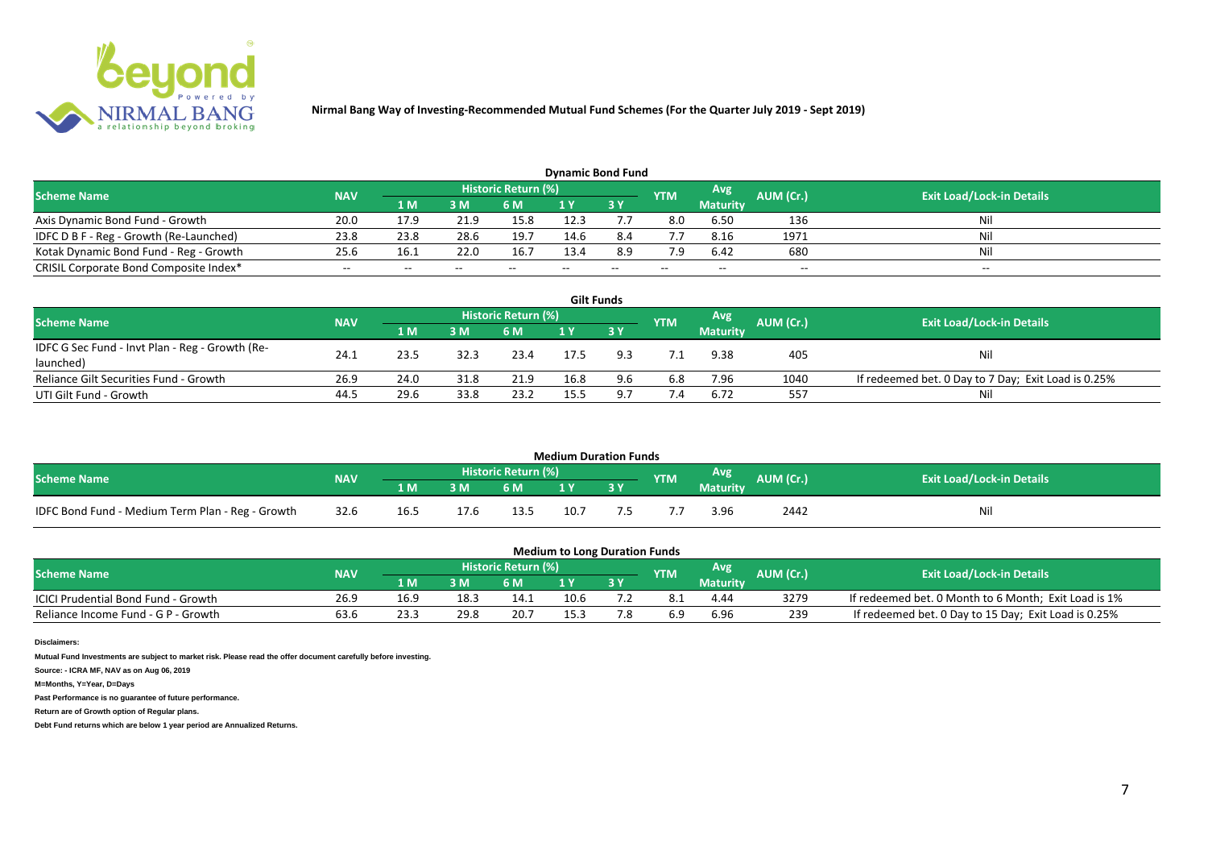**Nirmal Bang Way of Investing-Recommended Mutual Fund Schemes (For the Quarter July 2019 - Sept 2019)**

### Dynamic Bond Fund

| Scheme Name | NAV | Historic Return (%) | | | | | YTM | Avg Maturity | AUM (Cr.) | Exit Load/Lock-in Details |
|---|---|---|---|---|---|---|---|---|---|---|
| | | 1 M | 3 M | 6 M | 1 Y | 3 Y | | | | |
| Axis Dynamic Bond Fund - Growth | 20.0 | 17.9 | 21.9 | 15.8 | 12.3 | 7.7 | 8.0 | 6.50 | 136 | Nil |
| IDFC D B F - Reg - Growth (Re-Launched) | 23.8 | 23.8 | 28.6 | 19.7 | 14.6 | 8.4 | 7.7 | 8.16 | 1971 | Nil |
| Kotak Dynamic Bond Fund - Reg - Growth | 25.6 | 16.1 | 22.0 | 16.7 | 13.4 | 8.9 | 7.9 | 6.42 | 680 | Nil |
| CRISIL Corporate Bond Composite Index* | -- | -- | -- | -- | -- | -- | -- | -- | -- | -- |

### Gilt Funds

| Scheme Name | NAV | Historic Return (%) | | | | | YTM | Avg Maturity | AUM (Cr.) | Exit Load/Lock-in Details |
|---|---|---|---|---|---|---|---|---|---|---|
| | | 1 M | 3 M | 6 M | 1 Y | 3 Y | | | | |
| IDFC G Sec Fund - Invt Plan - Reg - Growth (Re-launched) | 24.1 | 23.5 | 32.3 | 23.4 | 17.5 | 9.3 | 7.1 | 9.38 | 405 | Nil |
| Reliance Gilt Securities Fund - Growth | 26.9 | 24.0 | 31.8 | 21.9 | 16.8 | 9.6 | 6.8 | 7.96 | 1040 | If redeemed bet. 0 Day to 7 Day; Exit Load is 0.25% |
| UTI Gilt Fund - Growth | 44.5 | 29.6 | 33.8 | 23.2 | 15.5 | 9.7 | 7.4 | 6.72 | 557 | Nil |

### Medium Duration Funds

| Scheme Name | NAV | Historic Return (%) | | | | | YTM | Avg Maturity | AUM (Cr.) | Exit Load/Lock-in Details |
|---|---|---|---|---|---|---|---|---|---|---|
| | | 1 M | 3 M | 6 M | 1 Y | 3 Y | | | | |
| IDFC Bond Fund - Medium Term Plan - Reg - Growth | 32.6 | 16.5 | 17.6 | 13.5 | 10.7 | 7.5 | 7.7 | 3.96 | 2442 | Nil |

### Medium to Long Duration Funds

| Scheme Name | NAV | Historic Return (%) | | | | | YTM | Avg Maturity | AUM (Cr.) | Exit Load/Lock-in Details |
|---|---|---|---|---|---|---|---|---|---|---|
| | | 1 M | 3 M | 6 M | 1 Y | 3 Y | | | | |
| ICICI Prudential Bond Fund - Growth | 26.9 | 16.9 | 18.3 | 14.1 | 10.6 | 7.2 | 8.1 | 4.44 | 3279 | If redeemed bet. 0 Month to 6 Month; Exit Load is 1% |
| Reliance Income Fund - G P - Growth | 63.6 | 23.3 | 29.8 | 20.7 | 15.3 | 7.8 | 6.9 | 6.96 | 239 | If redeemed bet. 0 Day to 15 Day; Exit Load is 0.25% |

**Disclaimers:**

**Mutual Fund Investments are subject to market risk. Please read the offer document carefully before investing.**

**Source: - ICRA MF, NAV as on Aug 06, 2019**

**M=Months, Y=Year, D=Days**

**Past Performance is no guarantee of future performance.**

**Return are of Growth option of Regular plans.**

**Debt Fund returns which are below 1 year period are Annualized Returns.**